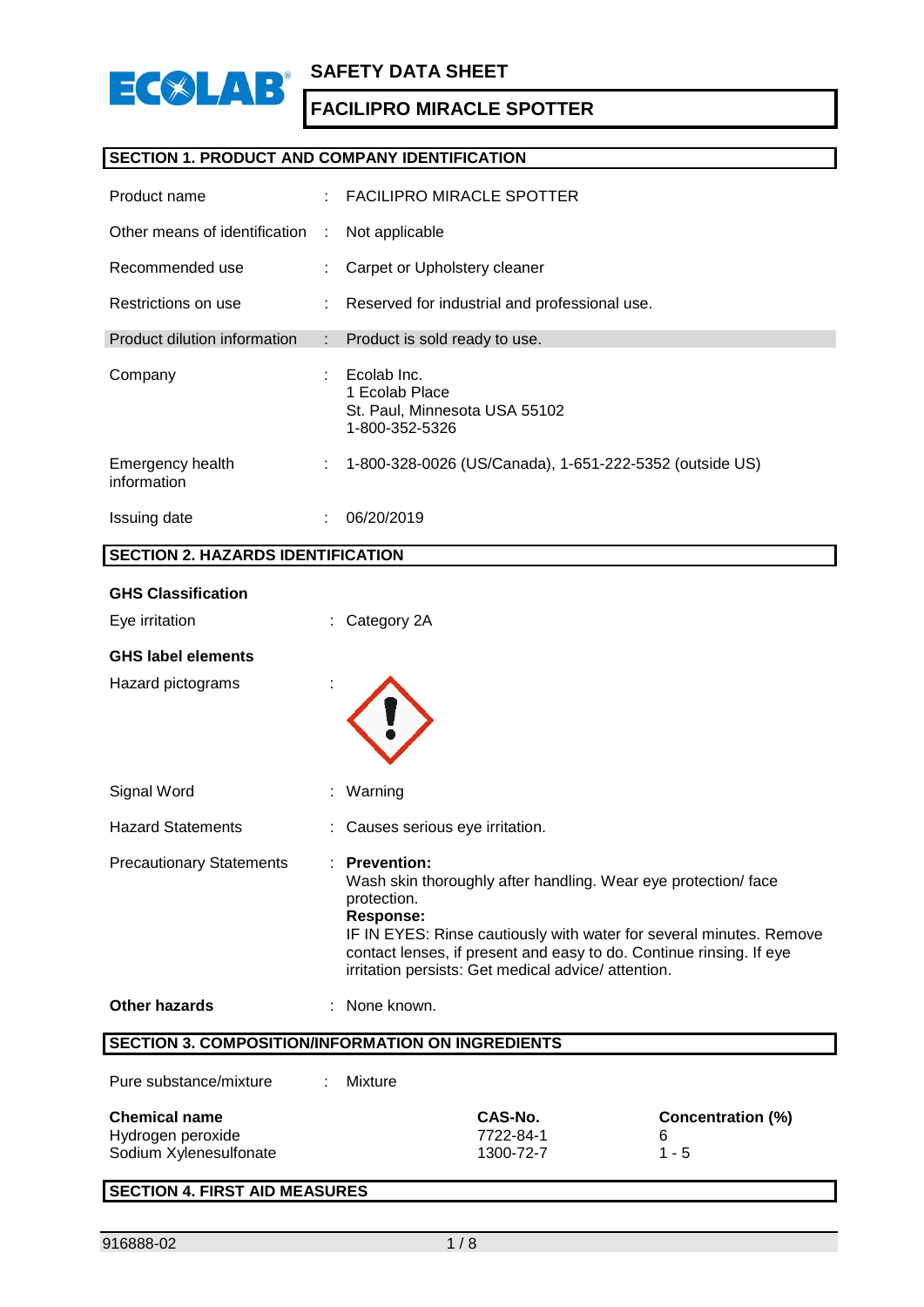# SAFETY DATA SHEET

# FACILIPRO MIRACLE SPOTTER

## SECTION 1. PRODUCT AND COMPANY IDENTIFICATION

| | | |
|---|---|---|
| Product name | : | FACILIPRO MIRACLE SPOTTER |
| Other means of identification | : | Not applicable |
| Recommended use | : | Carpet or Upholstery cleaner |
| Restrictions on use | : | Reserved for industrial and professional use. |
| Product dilution information | : | Product is sold ready to use. |
| Company | : | Ecolab Inc.<br>1 Ecolab Place<br>St. Paul, Minnesota USA 55102<br>1-800-352-5326 |
| Emergency health information | : | 1-800-328-0026 (US/Canada), 1-651-222-5352 (outside US) |
| Issuing date | : | 06/20/2019 |

## SECTION 2. HAZARDS IDENTIFICATION

**GHS Classification**

Eye irritation : Category 2A

**GHS label elements**

Hazard pictograms :

Signal Word : Warning

Hazard Statements : Causes serious eye irritation.

Precautionary Statements :
**Prevention:**
Wash skin thoroughly after handling. Wear eye protection/ face protection.
**Response:**
IF IN EYES: Rinse cautiously with water for several minutes. Remove contact lenses, if present and easy to do. Continue rinsing. If eye irritation persists: Get medical advice/ attention.

**Other hazards** : None known.

## SECTION 3. COMPOSITION/INFORMATION ON INGREDIENTS

Pure substance/mixture : Mixture

| Chemical name | CAS-No. | Concentration (%) |
|---|---|---|
| Hydrogen peroxide | 7722-84-1 | 6 |
| Sodium Xylenesulfonate | 1300-72-7 | 1 - 5 |

## SECTION 4. FIRST AID MEASURES

916888-02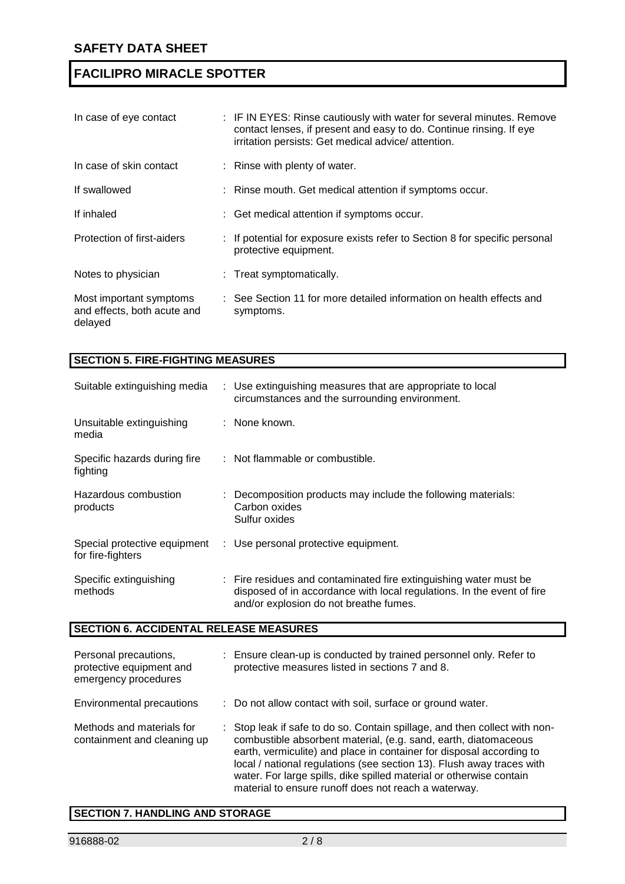| | |
|---|---|
| In case of eye contact | : IF IN EYES: Rinse cautiously with water for several minutes. Remove contact lenses, if present and easy to do. Continue rinsing. If eye irritation persists: Get medical advice/ attention. |
| In case of skin contact | : Rinse with plenty of water. |
| If swallowed | : Rinse mouth. Get medical attention if symptoms occur. |
| If inhaled | : Get medical attention if symptoms occur. |
| Protection of first-aiders | : If potential for exposure exists refer to Section 8 for specific personal protective equipment. |
| Notes to physician | : Treat symptomatically. |
| Most important symptoms and effects, both acute and delayed | : See Section 11 for more detailed information on health effects and symptoms. |

## SECTION 5. FIRE-FIGHTING MEASURES

| | |
|---|---|
| Suitable extinguishing media | : Use extinguishing measures that are appropriate to local circumstances and the surrounding environment. |
| Unsuitable extinguishing media | : None known. |
| Specific hazards during fire fighting | : Not flammable or combustible. |
| Hazardous combustion products | : Decomposition products may include the following materials: Carbon oxides Sulfur oxides |
| Special protective equipment for fire-fighters | : Use personal protective equipment. |
| Specific extinguishing methods | : Fire residues and contaminated fire extinguishing water must be disposed of in accordance with local regulations. In the event of fire and/or explosion do not breathe fumes. |

## SECTION 6. ACCIDENTAL RELEASE MEASURES

| | |
|---|---|
| Personal precautions, protective equipment and emergency procedures | : Ensure clean-up is conducted by trained personnel only. Refer to protective measures listed in sections 7 and 8. |
| Environmental precautions | : Do not allow contact with soil, surface or ground water. |
| Methods and materials for containment and cleaning up | : Stop leak if safe to do so. Contain spillage, and then collect with non-combustible absorbent material, (e.g. sand, earth, diatomaceous earth, vermiculite) and place in container for disposal according to local / national regulations (see section 13). Flush away traces with water. For large spills, dike spilled material or otherwise contain material to ensure runoff does not reach a waterway. |

## SECTION 7. HANDLING AND STORAGE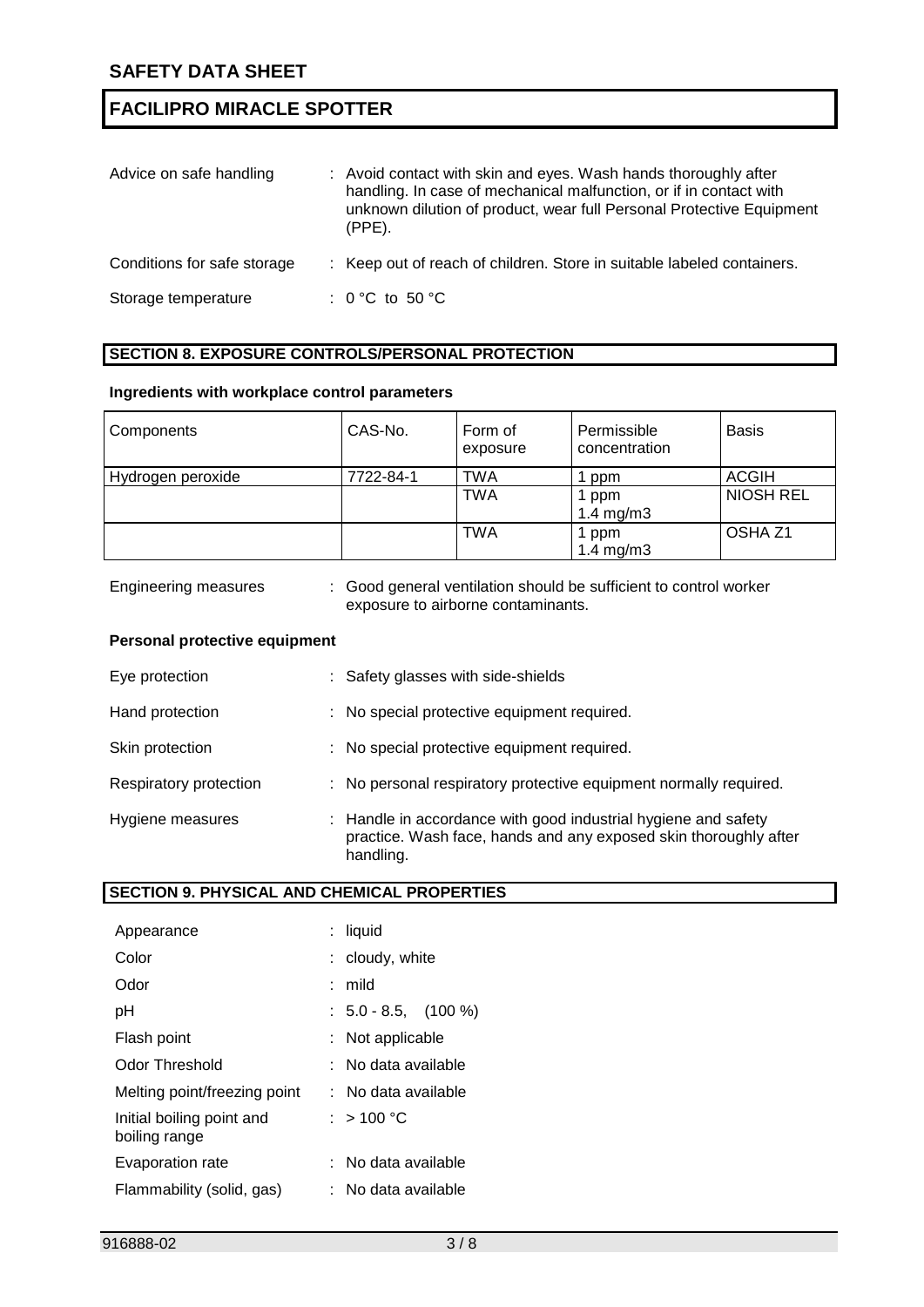Advice on safe handling : Avoid contact with skin and eyes. Wash hands thoroughly after handling. In case of mechanical malfunction, or if in contact with unknown dilution of product, wear full Personal Protective Equipment (PPE).

Conditions for safe storage : Keep out of reach of children. Store in suitable labeled containers.

Storage temperature : 0 °C to 50 °C

## SECTION 8. EXPOSURE CONTROLS/PERSONAL PROTECTION

### Ingredients with workplace control parameters

| Components | CAS-No. | Form of exposure | Permissible concentration | Basis |
|---|---|---|---|---|
| Hydrogen peroxide | 7722-84-1 | TWA | 1 ppm | ACGIH |
| | | TWA | 1 ppm<br>1.4 mg/m3 | NIOSH REL |
| | | TWA | 1 ppm<br>1.4 mg/m3 | OSHA Z1 |

Engineering measures : Good general ventilation should be sufficient to control worker exposure to airborne contaminants.

### Personal protective equipment

Eye protection : Safety glasses with side-shields

Hand protection : No special protective equipment required.

Skin protection : No special protective equipment required.

Respiratory protection : No personal respiratory protective equipment normally required.

Hygiene measures : Handle in accordance with good industrial hygiene and safety practice. Wash face, hands and any exposed skin thoroughly after handling.

## SECTION 9. PHYSICAL AND CHEMICAL PROPERTIES

Appearance : liquid

Color : cloudy, white

Odor : mild

pH : 5.0 - 8.5, (100 %)

Flash point : Not applicable

Odor Threshold : No data available

Melting point/freezing point : No data available

Initial boiling point and boiling range : > 100 °C

Evaporation rate : No data available

Flammability (solid, gas) : No data available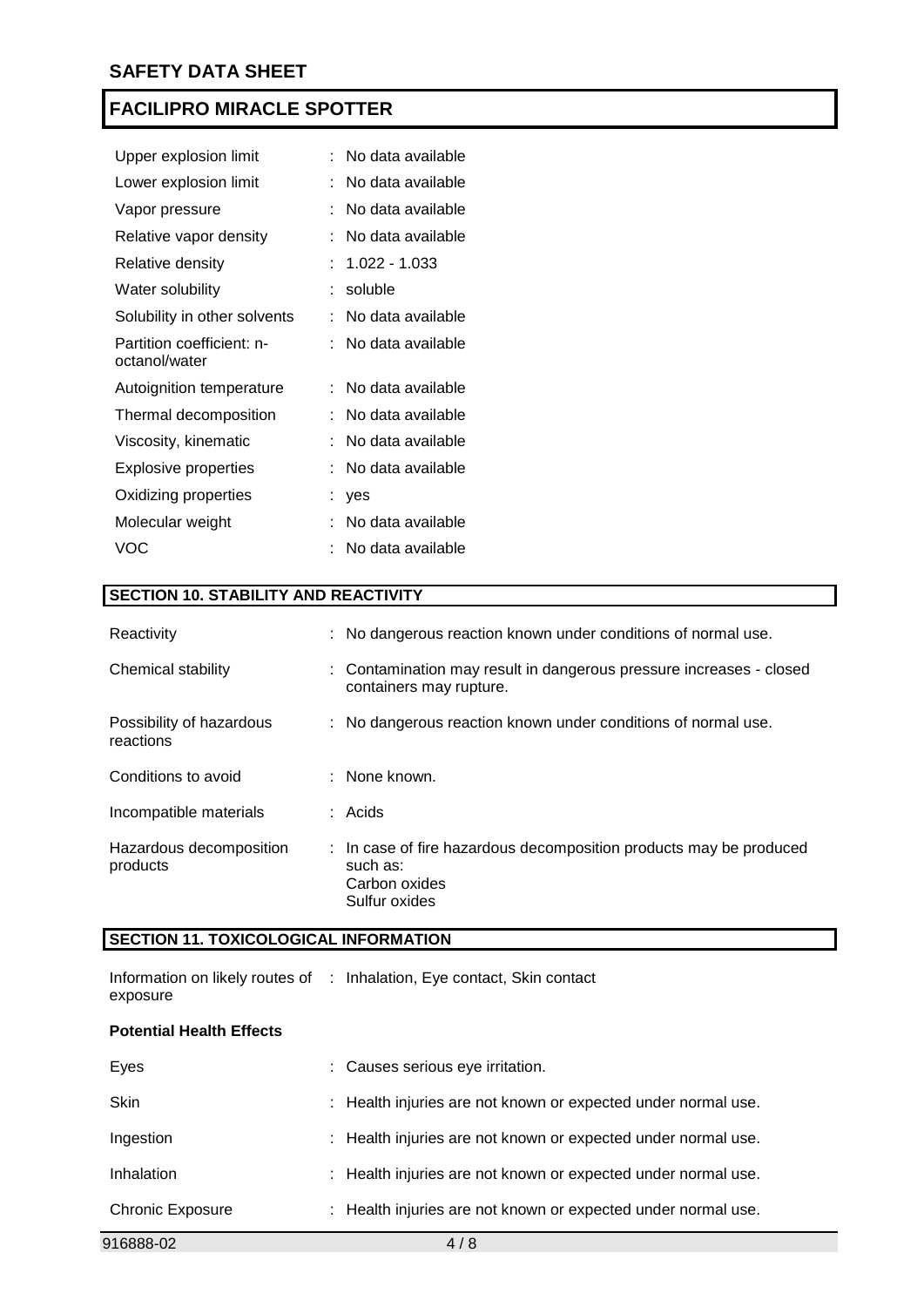| | | |
|---|---|---|
| Upper explosion limit | : | No data available |
| Lower explosion limit | : | No data available |
| Vapor pressure | : | No data available |
| Relative vapor density | : | No data available |
| Relative density | : | 1.022 - 1.033 |
| Water solubility | : | soluble |
| Solubility in other solvents | : | No data available |
| Partition coefficient: n-octanol/water | : | No data available |
| Autoignition temperature | : | No data available |
| Thermal decomposition | : | No data available |
| Viscosity, kinematic | : | No data available |
| Explosive properties | : | No data available |
| Oxidizing properties | : | yes |
| Molecular weight | : | No data available |
| VOC | : | No data available |

## SECTION 10. STABILITY AND REACTIVITY

| | | |
|---|---|---|
| Reactivity | : | No dangerous reaction known under conditions of normal use. |
| Chemical stability | : | Contamination may result in dangerous pressure increases - closed containers may rupture. |
| Possibility of hazardous reactions | : | No dangerous reaction known under conditions of normal use. |
| Conditions to avoid | : | None known. |
| Incompatible materials | : | Acids |
| Hazardous decomposition products | : | In case of fire hazardous decomposition products may be produced such as:<br>Carbon oxides<br>Sulfur oxides |

## SECTION 11. TOXICOLOGICAL INFORMATION

| | | |
|---|---|---|
| Information on likely routes of exposure | : | Inhalation, Eye contact, Skin contact |

**Potential Health Effects**

| | | |
|---|---|---|
| Eyes | : | Causes serious eye irritation. |
| Skin | : | Health injuries are not known or expected under normal use. |
| Ingestion | : | Health injuries are not known or expected under normal use. |
| Inhalation | : | Health injuries are not known or expected under normal use. |
| Chronic Exposure | : | Health injuries are not known or expected under normal use. |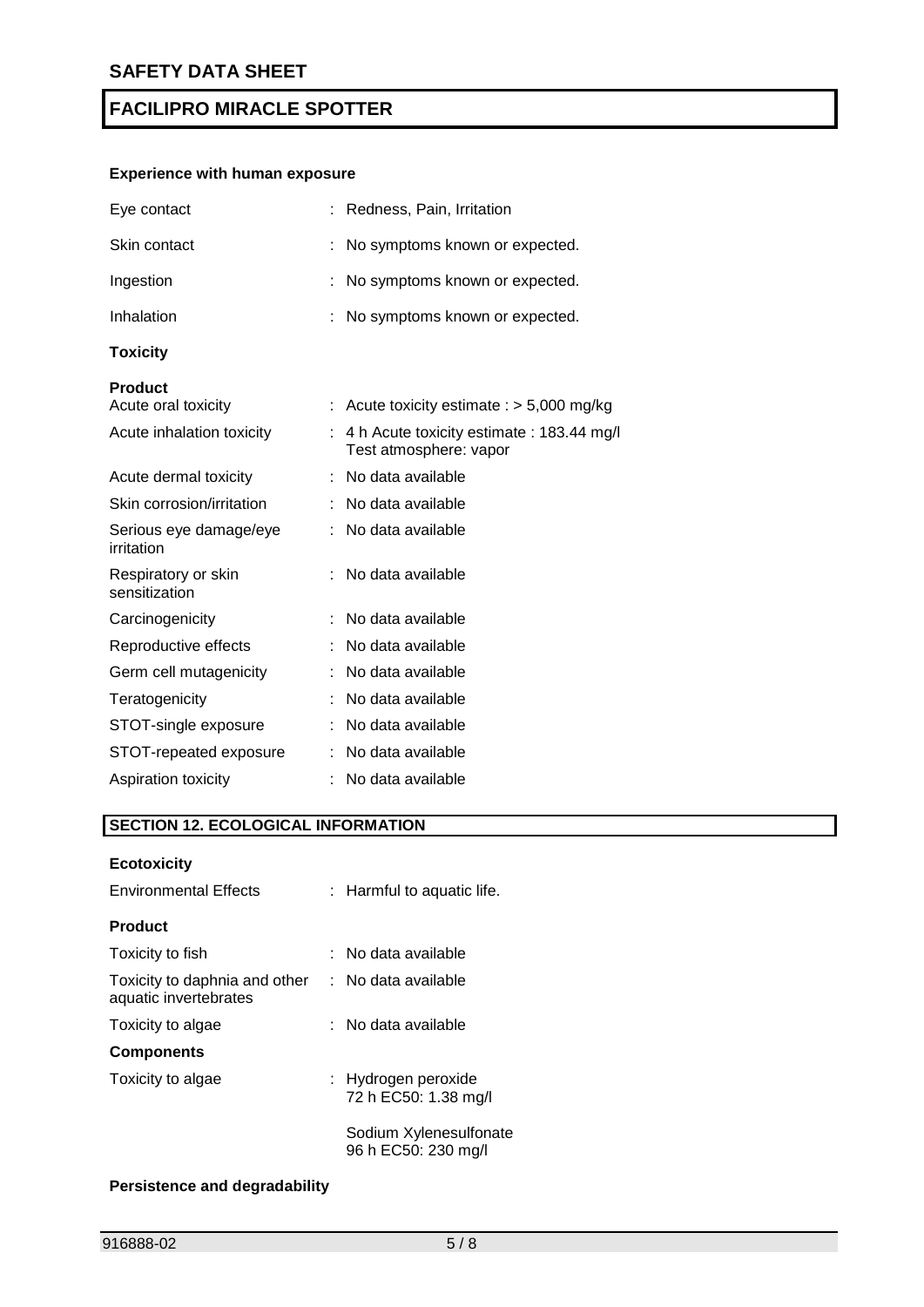### Experience with human exposure

| | |
|---|---|
| Eye contact | : Redness, Pain, Irritation |
| Skin contact | : No symptoms known or expected. |
| Ingestion | : No symptoms known or expected. |
| Inhalation | : No symptoms known or expected. |

### Toxicity

**Product**

| | |
|---|---|
| Acute oral toxicity | : Acute toxicity estimate : > 5,000 mg/kg |
| Acute inhalation toxicity | : 4 h Acute toxicity estimate : 183.44 mg/l<br>Test atmosphere: vapor |
| Acute dermal toxicity | : No data available |
| Skin corrosion/irritation | : No data available |
| Serious eye damage/eye irritation | : No data available |
| Respiratory or skin sensitization | : No data available |
| Carcinogenicity | : No data available |
| Reproductive effects | : No data available |
| Germ cell mutagenicity | : No data available |
| Teratogenicity | : No data available |
| STOT-single exposure | : No data available |
| STOT-repeated exposure | : No data available |
| Aspiration toxicity | : No data available |

## SECTION 12. ECOLOGICAL INFORMATION

### Ecotoxicity

| | |
|---|---|
| Environmental Effects | : Harmful to aquatic life. |

**Product**

| | |
|---|---|
| Toxicity to fish | : No data available |
| Toxicity to daphnia and other aquatic invertebrates | : No data available |
| Toxicity to algae | : No data available |

**Components**

| | |
|---|---|
| Toxicity to algae | : Hydrogen peroxide<br>72 h EC50: 1.38 mg/l<br><br>Sodium Xylenesulfonate<br>96 h EC50: 230 mg/l |

### Persistence and degradability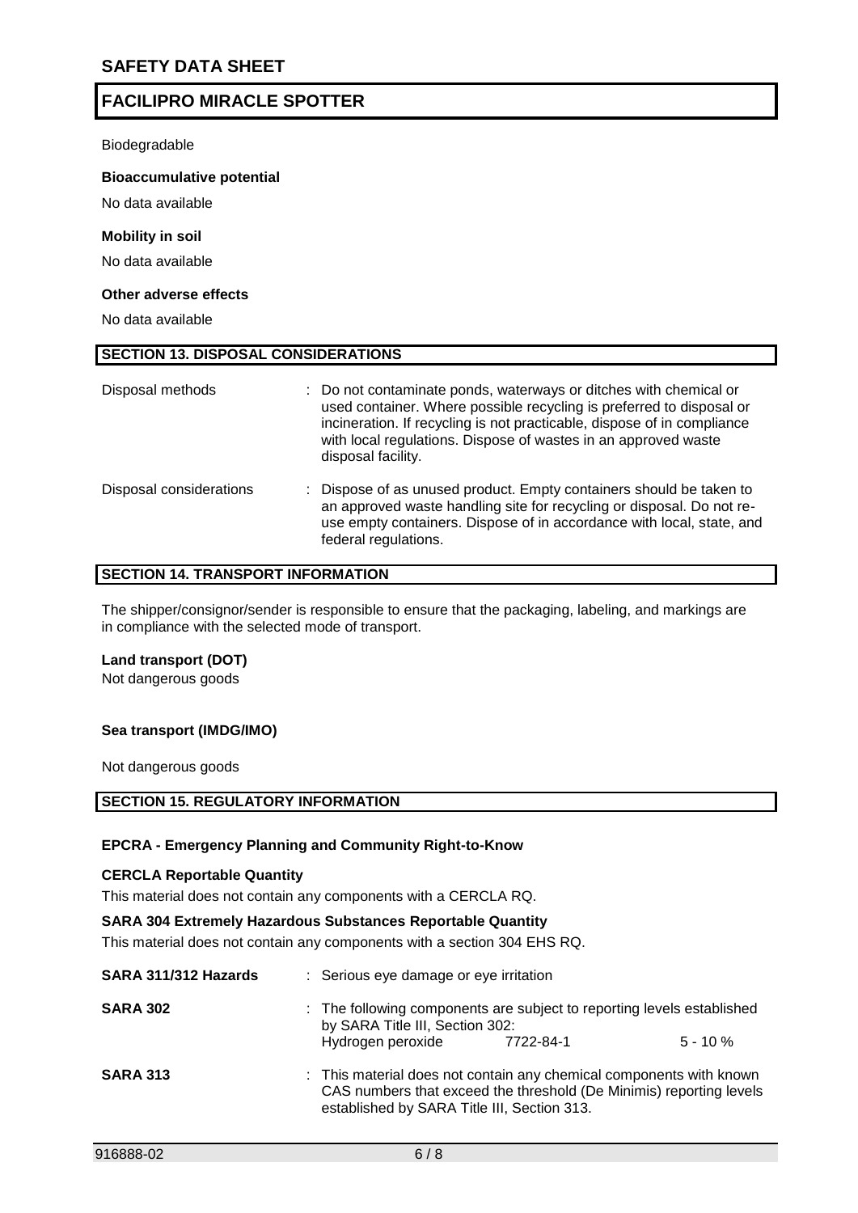Biodegradable

**Bioaccumulative potential**

No data available

**Mobility in soil**

No data available

**Other adverse effects**

No data available

## SECTION 13. DISPOSAL CONSIDERATIONS

| | |
|---|---|
| Disposal methods | : Do not contaminate ponds, waterways or ditches with chemical or used container. Where possible recycling is preferred to disposal or incineration. If recycling is not practicable, dispose of in compliance with local regulations. Dispose of wastes in an approved waste disposal facility. |
| Disposal considerations | : Dispose of as unused product. Empty containers should be taken to an approved waste handling site for recycling or disposal. Do not re-use empty containers. Dispose of in accordance with local, state, and federal regulations. |

## SECTION 14. TRANSPORT INFORMATION

The shipper/consignor/sender is responsible to ensure that the packaging, labeling, and markings are in compliance with the selected mode of transport.

**Land transport (DOT)**
Not dangerous goods

**Sea transport (IMDG/IMO)**

Not dangerous goods

## SECTION 15. REGULATORY INFORMATION

**EPCRA - Emergency Planning and Community Right-to-Know**

**CERCLA Reportable Quantity**

This material does not contain any components with a CERCLA RQ.

**SARA 304 Extremely Hazardous Substances Reportable Quantity**

This material does not contain any components with a section 304 EHS RQ.

**SARA 311/312 Hazards** : Serious eye damage or eye irritation

**SARA 302** : The following components are subject to reporting levels established by SARA Title III, Section 302:

| | | |
|---|---|---|
| Hydrogen peroxide | 7722-84-1 | 5 - 10 % |

**SARA 313** : This material does not contain any chemical components with known CAS numbers that exceed the threshold (De Minimis) reporting levels established by SARA Title III, Section 313.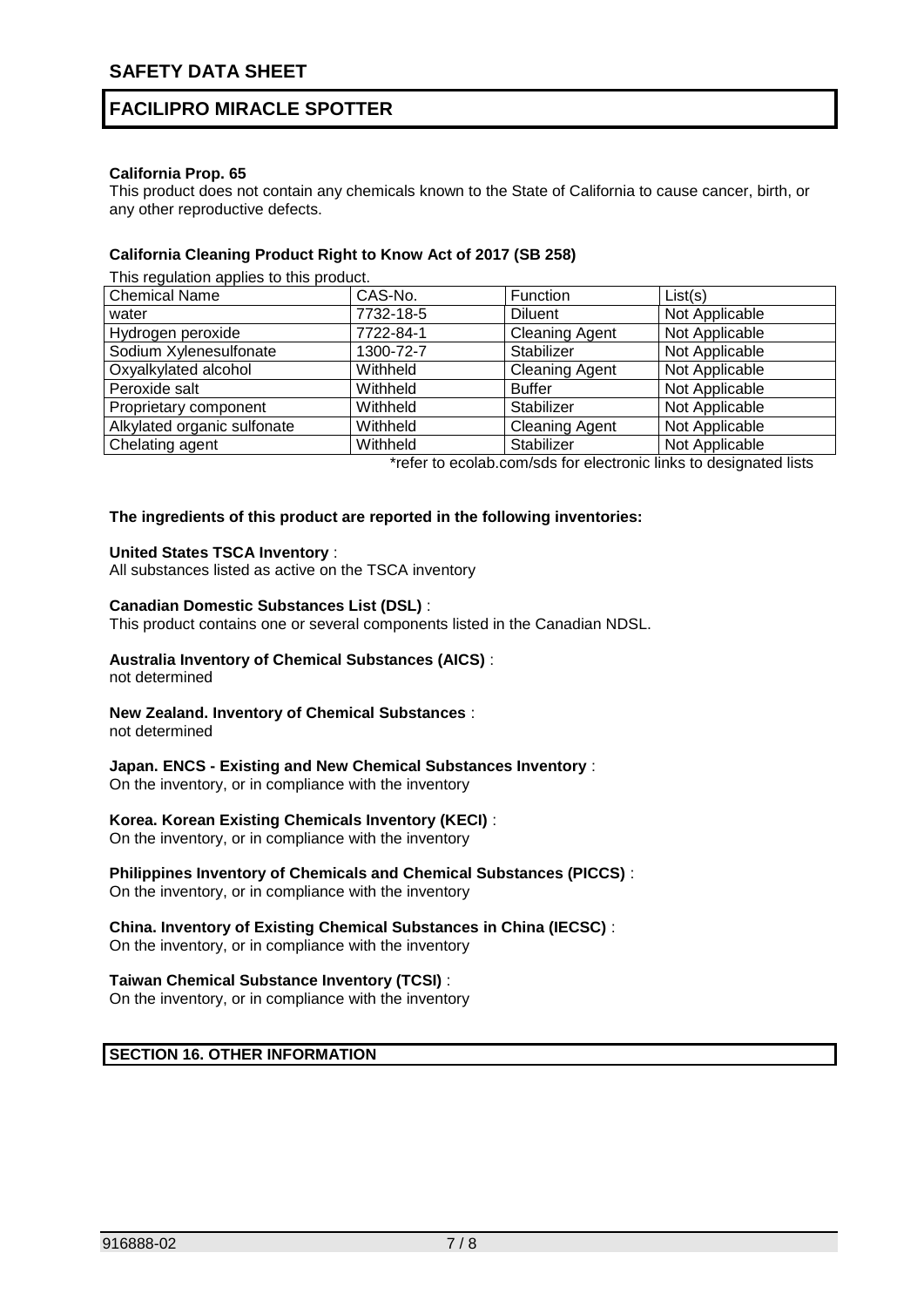**California Prop. 65**

This product does not contain any chemicals known to the State of California to cause cancer, birth, or any other reproductive defects.

**California Cleaning Product Right to Know Act of 2017 (SB 258)**

This regulation applies to this product.

| Chemical Name | CAS-No. | Function | List(s) |
|---|---|---|---|
| water | 7732-18-5 | Diluent | Not Applicable |
| Hydrogen peroxide | 7722-84-1 | Cleaning Agent | Not Applicable |
| Sodium Xylenesulfonate | 1300-72-7 | Stabilizer | Not Applicable |
| Oxyalkylated alcohol | Withheld | Cleaning Agent | Not Applicable |
| Peroxide salt | Withheld | Buffer | Not Applicable |
| Proprietary component | Withheld | Stabilizer | Not Applicable |
| Alkylated organic sulfonate | Withheld | Cleaning Agent | Not Applicable |
| Chelating agent | Withheld | Stabilizer | Not Applicable |

*refer to ecolab.com/sds for electronic links to designated lists

**The ingredients of this product are reported in the following inventories:**

**United States TSCA Inventory** :
All substances listed as active on the TSCA inventory

**Canadian Domestic Substances List (DSL)** :
This product contains one or several components listed in the Canadian NDSL.

**Australia Inventory of Chemical Substances (AICS)** :
not determined

**New Zealand. Inventory of Chemical Substances** :
not determined

**Japan. ENCS - Existing and New Chemical Substances Inventory** :
On the inventory, or in compliance with the inventory

**Korea. Korean Existing Chemicals Inventory (KECI)** :
On the inventory, or in compliance with the inventory

**Philippines Inventory of Chemicals and Chemical Substances (PICCS)** :
On the inventory, or in compliance with the inventory

**China. Inventory of Existing Chemical Substances in China (IECSC)** :
On the inventory, or in compliance with the inventory

**Taiwan Chemical Substance Inventory (TCSI)** :
On the inventory, or in compliance with the inventory

## SECTION 16. OTHER INFORMATION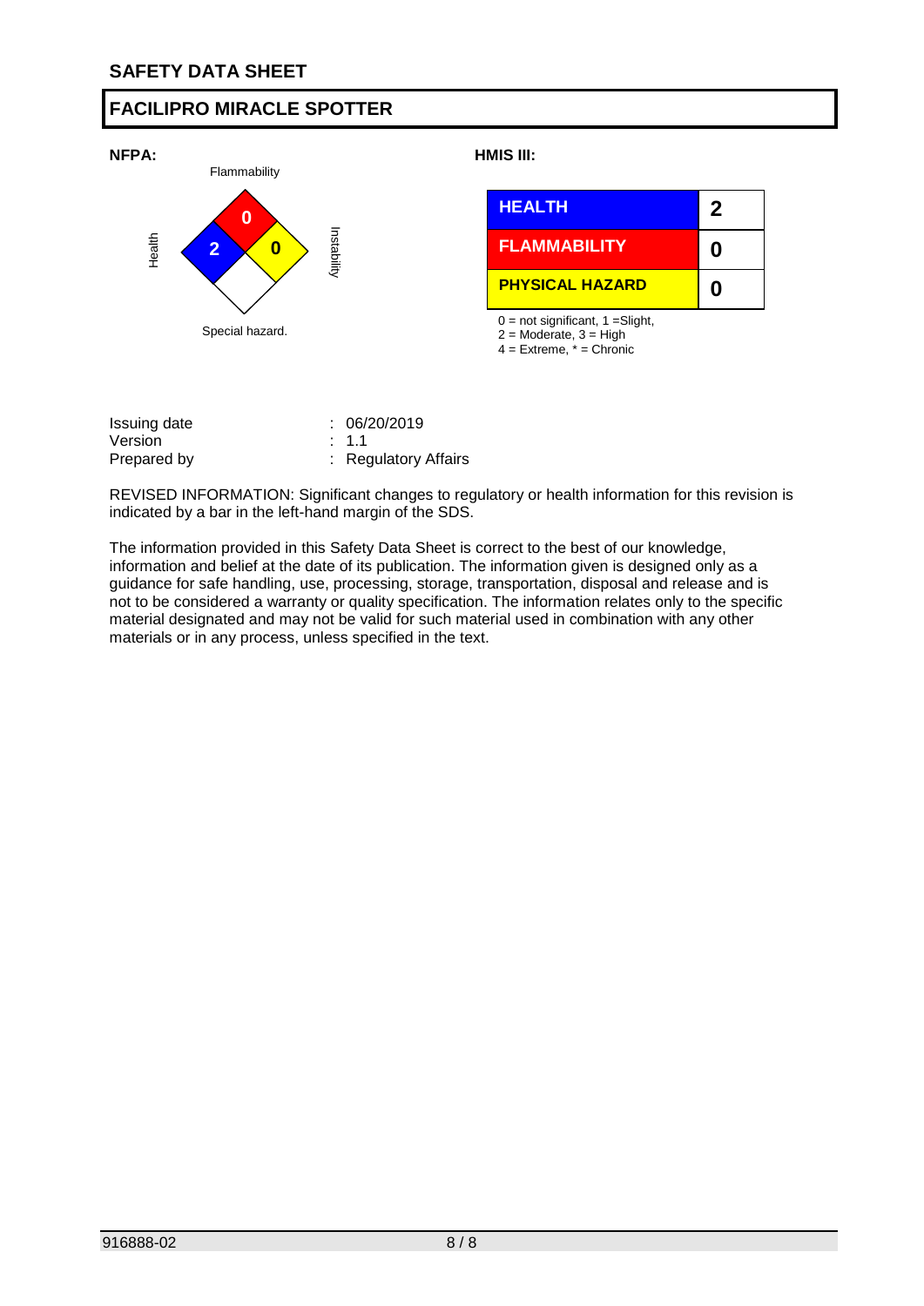## SAFETY DATA SHEET

## FACILIPRO MIRACLE SPOTTER

**NFPA:**

Flammability: 0
Health: 2
Instability: 0
Special hazard.

**HMIS III:**

| | |
|---|---|
| **HEALTH** | **2** |
| **FLAMMABILITY** | **0** |
| **PHYSICAL HAZARD** | **0** |

0 = not significant, 1 =Slight,
2 = Moderate, 3 = High
4 = Extreme, * = Chronic

| | |
|---|---|
| Issuing date | : 06/20/2019 |
| Version | : 1.1 |
| Prepared by | : Regulatory Affairs |

REVISED INFORMATION: Significant changes to regulatory or health information for this revision is indicated by a bar in the left-hand margin of the SDS.

The information provided in this Safety Data Sheet is correct to the best of our knowledge, information and belief at the date of its publication. The information given is designed only as a guidance for safe handling, use, processing, storage, transportation, disposal and release and is not to be considered a warranty or quality specification. The information relates only to the specific material designated and may not be valid for such material used in combination with any other materials or in any process, unless specified in the text.

916888-02